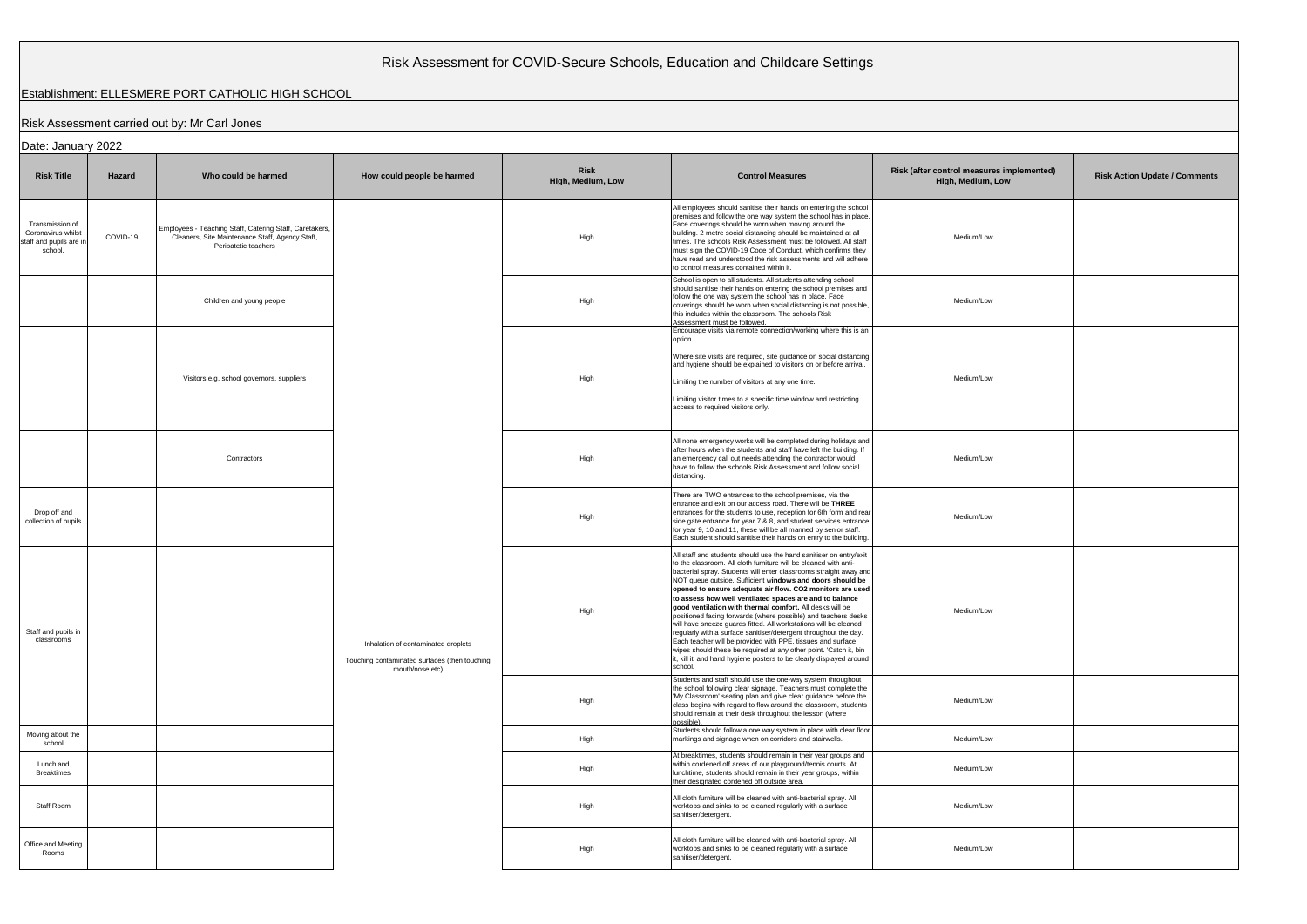# Risk Assessment for COVID-Secure Schools, Education and Childcare Settings

Establishment: ELLESMERE PORT CATHOLIC HIGH SCHOOL

Risk Assessment carried out by: Mr Carl Jones

Date: January 2022

| Risk Title | Hazard | Who could be harmed | How could people be harmed | Risk High, Medium, Low | Control Measures | Risk (after control measures implemented) High, Medium, Low | Risk Action Update / Comments |
|---|---|---|---|---|---|---|---|
| Transmission of Coronavirus whilst staff and pupils are in school. | COVID-19 | Employees - Teaching Staff, Catering Staff, Caretakers, Cleaners, Site Maintenance Staff, Agency Staff, Peripatetic teachers | Inhalation of contaminated droplets<br><br>Touching contaminated surfaces (then touching mouth/nose etc) | High | All employees should sanitise their hands on entering the school premises and follow the one way system the school has in place. Face coverings should be worn when moving around the building. 2 metre social distancing should be maintained at all times. The schools Risk Assessment must be followed. All staff must sign the COVID-19 Code of Conduct, which confirms they have read and understood the risk assessments and will adhere to control measures contained within it. | Medium/Low | |
| | | Children and young people | | High | School is open to all students. All students attending school should sanitise their hands on entering the school premises and follow the one way system the school has in place. Face coverings should be worn when social distancing is not possible, this includes within the classroom. The schools Risk Assessment must be followed. | Medium/Low | |
| | | Visitors e.g. school governors, suppliers | | High | Encourage visits via remote connection/working where this is an option.<br><br>Where site visits are required, site guidance on social distancing and hygiene should be explained to visitors on or before arrival.<br><br>Limiting the number of visitors at any one time.<br><br>Limiting visitor times to a specific time window and restricting access to required visitors only. | Medium/Low | |
| | | Contractors | | High | All none emergency works will be completed during holidays and after hours when the students and staff have left the building. If an emergency call out needs attending the contractor would have to follow the schools Risk Assessment and follow social distancing. | Medium/Low | |
| Drop off and collection of pupils | | | | High | There are TWO entrances to the school premises, via the entrance and exit on our access road. There will be **THREE** entrances for the students to use, reception for 6th form and rear side gate entrance for year 7 & 8, and student services entrance for year 9, 10 and 11, these will be all manned by senior staff. Each student should sanitise their hands on entry to the building. | Medium/Low | |
| Staff and pupils in classrooms | | | | High | All staff and students should use the hand sanitiser on entry/exit to the classroom. All cloth furniture will be cleaned with anti-bacterial spray. Students will enter classrooms straight away and NOT queue outside. Sufficient w**indows and doors should be opened to ensure adequate air flow. CO2 monitors are used to assess how well ventilated spaces are and to balance good ventilation with thermal comfort.** All desks will be positioned facing forwards (where possible) and teachers desks will have sneeze guards fitted. All workstations will be cleaned regularly with a surface sanitiser/detergent throughout the day. Each teacher will be provided with PPE, tissues and surface wipes should these be required at any other point. 'Catch it, bin it, kill it' and hand hygiene posters to be clearly displayed around school. | Medium/Low | |
| | | | | High | Students and staff should use the one-way system throughout the school following clear signage. Teachers must complete the 'My Classroom' seating plan and give clear guidance before the class begins with regard to flow around the classroom, students should remain at their desk throughout the lesson (where possible). | Medium/Low | |
| Moving about the school | | | | High | Students should follow a one way system in place with clear floor markings and signage when on corridors and stairwells. | Meduim/Low | |
| Lunch and Breaktimes | | | | High | At breaktimes, students should remain in their year groups and within cordened off areas of our playground/tennis courts. At lunchtime, students should remain in their year groups, within their designated cordened off outside area. | Meduim/Low | |
| Staff Room | | | | High | All cloth furniture will be cleaned with anti-bacterial spray. All worktops and sinks to be cleaned regularly with a surface sanitiser/detergent. | Medium/Low | |
| Office and Meeting Rooms | | | | High | All cloth furniture will be cleaned with anti-bacterial spray. All worktops and sinks to be cleaned regularly with a surface sanitiser/detergent. | Medium/Low | |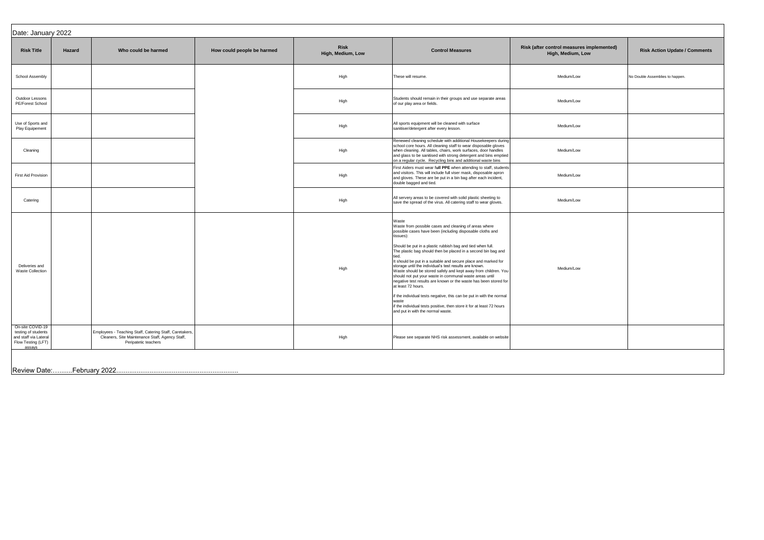Date: January 2022

| Risk Title | Hazard | Who could be harmed | How could people be harmed | Risk High, Medium, Low | Control Measures | Risk (after control measures implemented) High, Medium, Low | Risk Action Update / Comments |
|---|---|---|---|---|---|---|---|
| School Assembly | | | | High | These will resume. | Medium/Low | No Double Assemblies to happen. |
| Outdoor Lessons PE/Forest School | | | | High | Students should remain in their groups and use separate areas of our play area or fields. | Medium/Low | |
| Use of Sports and Play Equipement | | | | High | All sports equipment will be cleaned with surface sanitiser/detergent after every lesson. | Medium/Low | |
| Cleaning | | | | High | Renewed cleaning schedule with additional Housekeepers during school core hours. All cleaning staff to wear disposable gloves when cleaning. All tables, chairs, work surfaces, door handles and glass to be sanitised with strong detergent and bins emptied on a regular cycle. Recycling bins and additional waste bins | Medium/Low | |
| First Aid Provision | | | | High | First Aiders must wear **full PPE** when attending to staff, students and visitors. This will include full viser mask, disposable apron and gloves. These are be put in a bin bag after each incident, double bagged and tied. | Medium/Low | |
| Catering | | | | High | All servery areas to be covered with solid plastic sheeting to save the spread of the virus. All catering staff to wear gloves. | Medium/Low | |
| Deliveries and Waste Collection | | | | High | Waste<br>Waste from possible cases and cleaning of areas where possible cases have been (including disposable cloths and tissues):<br><br>Should be put in a plastic rubbish bag and tied when full.<br>The plastic bag should then be placed in a second bin bag and tied.<br>It should be put in a suitable and secure place and marked for storage until the individual's test results are known.<br>Waste should be stored safely and kept away from children. You should not put your waste in communal waste areas until negative test results are known or the waste has been stored for at least 72 hours.<br><br>if the individual tests negative, this can be put in with the normal waste<br>if the individual tests positive, then store it for at least 72 hours and put in with the normal waste. | Medium/Low | |
| On-site COVID-19 testing of students and staff via Lateral Flow Testing (LFT) assays | | Employees - Teaching Staff, Catering Staff, Caretakers, Cleaners, Site Maintenance Staff, Agency Staff, Peripatetic teachers | | High | Please see separate NHS risk assessment, available on website | | |

Review Date:…........February 2022..................................................................